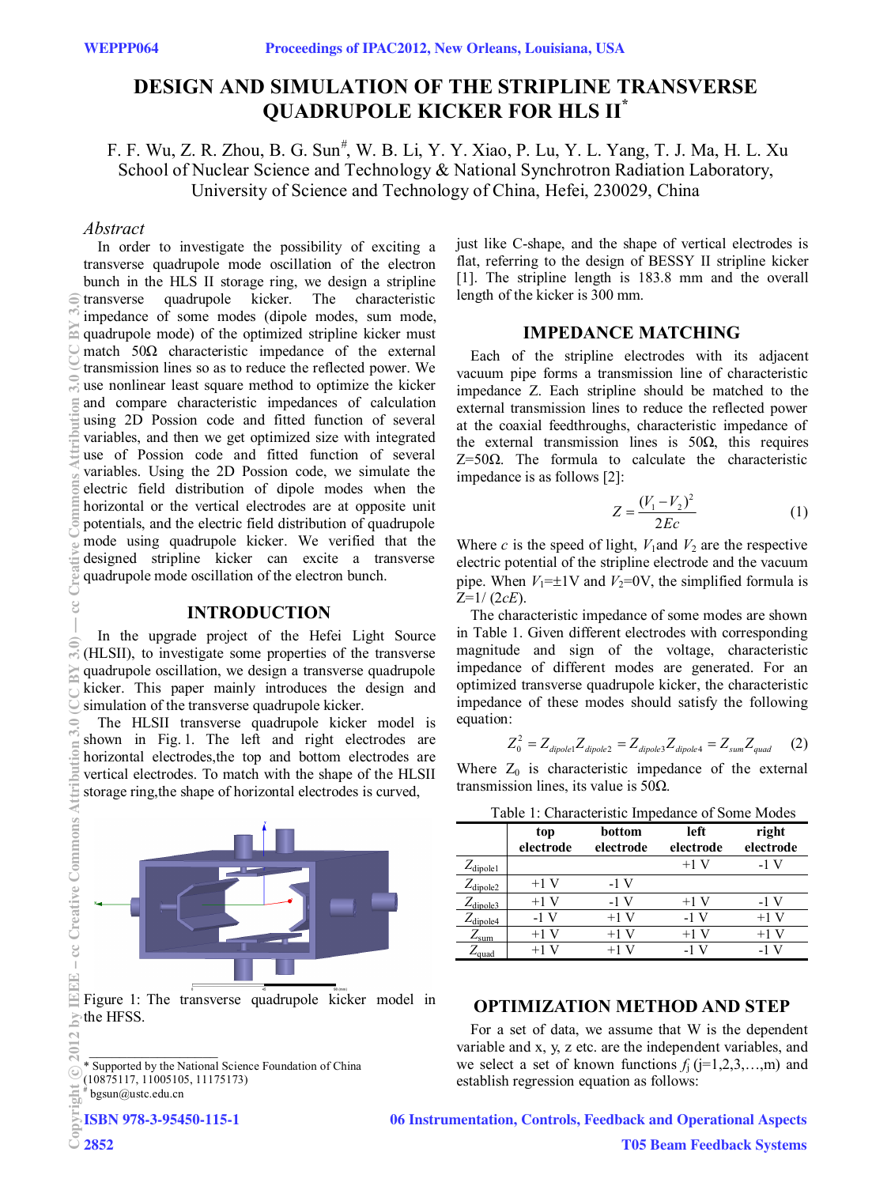# DESIGN AND SIMULATION OF THE STRIPLINE TRANSVERSE QUADRUPOLE KICKER FOR HLS II*

F. F. Wu, Z. R. Zhou, B. G. Sun#, W. B. Li, Y. Y. Xiao, P. Lu, Y. L. Yang, T. J. Ma, H. L. Xu
School of Nuclear Science and Technology & National Synchrotron Radiation Laboratory, University of Science and Technology of China, Hefei, 230029, China

## Abstract

In order to investigate the possibility of exciting a transverse quadrupole mode oscillation of the electron bunch in the HLS II storage ring, we design a stripline transverse quadrupole kicker. The characteristic impedance of some modes (dipole modes, sum mode, quadrupole mode) of the optimized stripline kicker must match 50Ω characteristic impedance of the external transmission lines so as to reduce the reflected power. We use nonlinear least square method to optimize the kicker and compare characteristic impedances of calculation using 2D Possion code and fitted function of several variables, and then we get optimized size with integrated use of Possion code and fitted function of several variables. Using the 2D Possion code, we simulate the electric field distribution of dipole modes when the horizontal or the vertical electrodes are at opposite unit potentials, and the electric field distribution of quadrupole mode using quadrupole kicker. We verified that the designed stripline kicker can excite a transverse quadrupole mode oscillation of the electron bunch.

## INTRODUCTION

In the upgrade project of the Hefei Light Source (HLSII), to investigate some properties of the transverse quadrupole oscillation, we design a transverse quadrupole kicker. This paper mainly introduces the design and simulation of the transverse quadrupole kicker.

The HLSII transverse quadrupole kicker model is shown in Fig. 1. The left and right electrodes are horizontal electrodes, the top and bottom electrodes are vertical electrodes. To match with the shape of the HLSII storage ring, the shape of horizontal electrodes is curved, just like C-shape, and the shape of vertical electrodes is flat, referring to the design of BESSY II stripline kicker [1]. The stripline length is 183.8 mm and the overall length of the kicker is 300 mm.

Figure 1: The transverse quadrupole kicker model in the HFSS.

## IMPEDANCE MATCHING

Each of the stripline electrodes with its adjacent vacuum pipe forms a transmission line of characteristic impedance Z. Each stripline should be matched to the external transmission lines to reduce the reflected power at the coaxial feedthroughs, characteristic impedance of the external transmission lines is 50Ω, this requires Z=50Ω. The formula to calculate the characteristic impedance is as follows [2]:

$$Z = \frac{(V_1 - V_2)^2}{2Ec} \tag{1}$$

Where $c$ is the speed of light, $V_1$ and $V_2$ are the respective electric potential of the stripline electrode and the vacuum pipe. When $V_1$=±1V and $V_2$=0V, the simplified formula is $Z$=1/ (2$cE$).

The characteristic impedance of some modes are shown in Table 1. Given different electrodes with corresponding magnitude and sign of the voltage, characteristic impedance of different modes are generated. For an optimized transverse quadrupole kicker, the characteristic impedance of these modes should satisfy the following equation:

$$Z_0^2 = Z_{dipole1} Z_{dipole2} = Z_{dipole3} Z_{dipole4} = Z_{sum} Z_{quad} \tag{2}$$

Where $Z_0$ is characteristic impedance of the external transmission lines, its value is 50Ω.

Table 1: Characteristic Impedance of Some Modes

| | top electrode | bottom electrode | left electrode | right electrode |
|---|---|---|---|---|
| $Z_{dipole1}$ | | | +1 V | -1 V |
| $Z_{dipole2}$ | +1 V | -1 V | | |
| $Z_{dipole3}$ | +1 V | -1 V | +1 V | -1 V |
| $Z_{dipole4}$ | -1 V | +1 V | -1 V | +1 V |
| $Z_{sum}$ | +1 V | +1 V | +1 V | +1 V |
| $Z_{quad}$ | +1 V | +1 V | -1 V | -1 V |

## OPTIMIZATION METHOD AND STEP

For a set of data, we assume that W is the dependent variable and x, y, z etc. are the independent variables, and we select a set of known functions $f_j$ (j=1,2,3,…,m) and establish regression equation as follows:

---

* Supported by the National Science Foundation of China (10875117, 11005105, 11175173)
# bgsun@ustc.edu.cn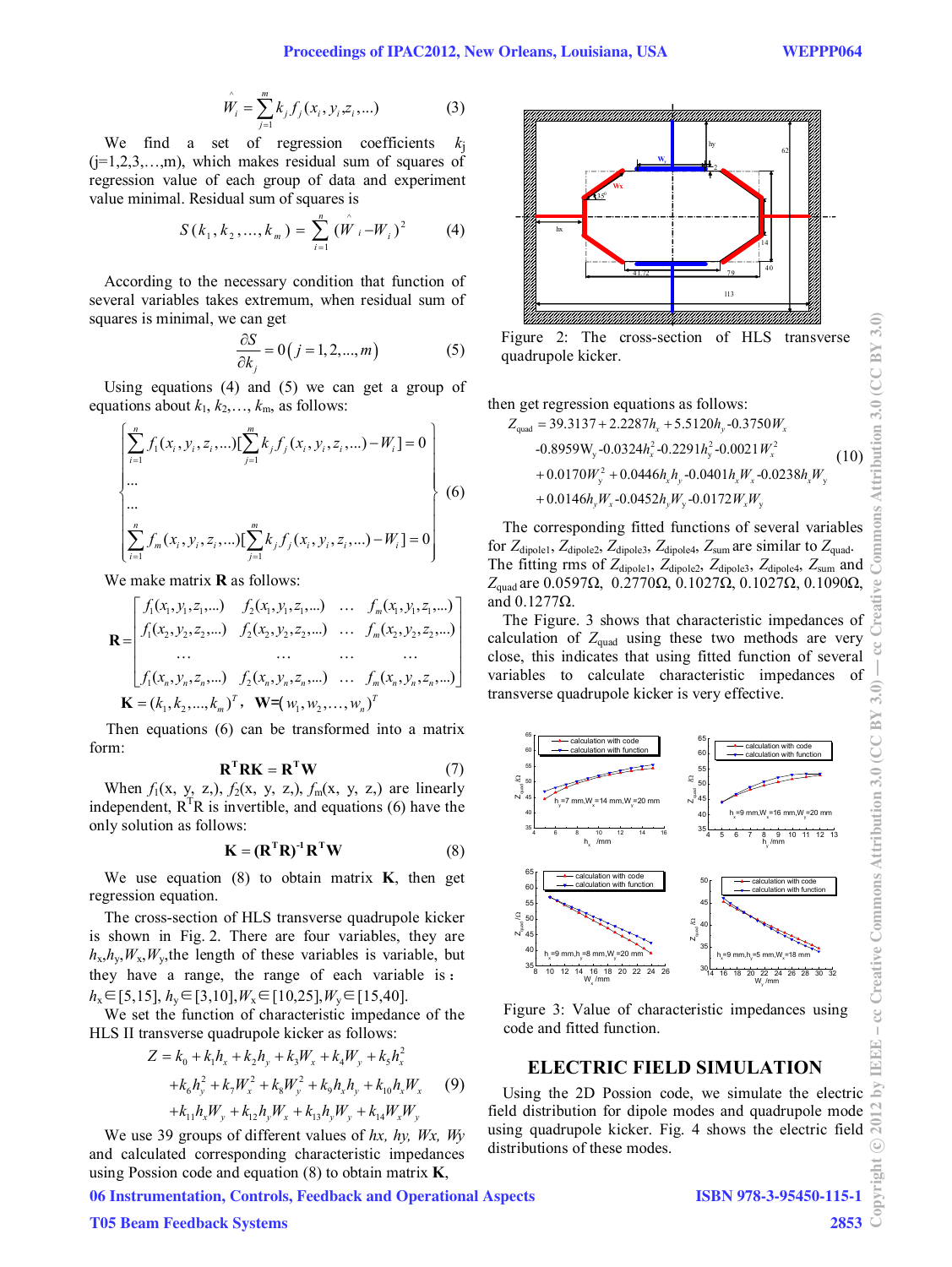$$\hat{W}_i = \sum_{j=1}^{m} k_j f_j(x_i, y_i, z_i, ...) \tag{3}$$

We find a set of regression coefficients $k_j$ (j=1,2,3,…,m), which makes residual sum of squares of regression value of each group of data and experiment value minimal. Residual sum of squares is

$$S(k_1, k_2, ..., k_m) = \sum_{i=1}^{n} (\hat{W}_i - W_i)^2 \tag{4}$$

According to the necessary condition that function of several variables takes extremum, when residual sum of squares is minimal, we can get

$$\frac{\partial S}{\partial k_j} = 0\left(j = 1, 2, ..., m\right) \tag{5}$$

Using equations (4) and (5) we can get a group of equations about $k_1, k_2, …, k_m$, as follows:

$$\left.\begin{array}{l} \sum_{i=1}^{n} f_1(x_i, y_i, z_i, ...)[\sum_{j=1}^{m} k_j f_j(x_i, y_i, z_i, ...) - W_i] = 0 \\ ... \\ ... \\ \sum_{i=1}^{n} f_m(x_i, y_i, z_i, ...)[\sum_{j=1}^{m} k_j f_j(x_i, y_i, z_i, ...) - W_i] = 0 \end{array}\right\} \tag{6}$$

We make matrix **R** as follows:

$$\mathbf{R} = \begin{bmatrix} f_1(x_1, y_1, z_1, ...) & f_2(x_1, y_1, z_1, ...) & \dots & f_m(x_1, y_1, z_1, ...) \\ f_1(x_2, y_2, z_2, ...) & f_2(x_2, y_2, z_2, ...) & \dots & f_m(x_2, y_2, z_2, ...) \\ \dots & \dots & \dots & \dots \\ f_1(x_n, y_n, z_n, ...) & f_2(x_n, y_n, z_n, ...) & \dots & f_m(x_n, y_n, z_n, ...) \end{bmatrix}$$

$$\mathbf{K} = (k_1, k_2, ..., k_m)^T, \quad \mathbf{W} = (w_1, w_2, ..., w_n)^T$$

Then equations (6) can be transformed into a matrix form:

$$\mathbf{R}^T\mathbf{R}\mathbf{K} = \mathbf{R}^T\mathbf{W} \tag{7}$$

When $f_1(x, y, z,)$, $f_2(x, y, z,)$, $f_m(x, y, z,)$ are linearly independent, $R^TR$ is invertible, and equations (6) have the only solution as follows:

$$\mathbf{K} = (\mathbf{R}^T\mathbf{R})^{-1}\mathbf{R}^T\mathbf{W} \tag{8}$$

We use equation (8) to obtain matrix **K**, then get regression equation.

The cross-section of HLS transverse quadrupole kicker is shown in Fig. 2. There are four variables, they are $h_x, h_y, W_x, W_y$, the length of these variables is variable, but they have a range, the range of each variable is: $h_x \in [5,15]$, $h_y \in [3,10]$, $W_x \in [10,25]$, $W_y \in [15,40]$.

We set the function of characteristic impedance of the HLS II transverse quadrupole kicker as follows:

$$\begin{aligned} Z = & k_0 + k_1 h_x + k_2 h_y + k_3 W_x + k_4 W_y + k_5 h_x^2 \\ & + k_6 h_y^2 + k_7 W_x^2 + k_8 W_y^2 + k_9 h_x h_y + k_{10} h_x W_x \\ & + k_{11} h_x W_y + k_{12} h_y W_x + k_{13} h_y W_y + k_{14} W_x W_y \end{aligned} \tag{9}$$

We use 39 groups of different values of *hx, hy, Wx, Wy* and calculated corresponding characteristic impedances using Possion code and equation (8) to obtain matrix **K**, then get regression equations as follows:

Figure 2: The cross-section of HLS transverse quadrupole kicker.

$$\begin{aligned} Z_{\text{quad}} = & 39.3137 + 2.2287 h_x + 5.5120 h_y - 0.3750 W_x \\ & - 0.8959 W_y - 0.0324 h_x^2 - 0.2291 h_y^2 - 0.0021 W_x^2 \\ & + 0.0170 W_y^2 + 0.0446 h_x h_y - 0.0401 h_x W_x - 0.0238 h_x W_y \\ & + 0.0146 h_y W_x - 0.0452 h_y W_y - 0.0172 W_x W_y \end{aligned} \tag{10}$$

The corresponding fitted functions of several variables for $Z_{\text{dipole1}}$, $Z_{\text{dipole2}}$, $Z_{\text{dipole3}}$, $Z_{\text{dipole4}}$, $Z_{\text{sum}}$ are similar to $Z_{\text{quad}}$. The fitting rms of $Z_{\text{dipole1}}$, $Z_{\text{dipole2}}$, $Z_{\text{dipole3}}$, $Z_{\text{dipole4}}$, $Z_{\text{sum}}$ and $Z_{\text{quad}}$ are 0.0597Ω, 0.2770Ω, 0.1027Ω, 0.1027Ω, 0.1090Ω, and 0.1277Ω.

The Figure. 3 shows that characteristic impedances of calculation of $Z_{\text{quad}}$ using these two methods are very close, this indicates that using fitted function of several variables to calculate characteristic impedances of transverse quadrupole kicker is very effective.

Figure 3: Value of characteristic impedances using code and fitted function.

## ELECTRIC FIELD SIMULATION

Using the 2D Possion code, we simulate the electric field distribution for dipole modes and quadrupole mode using quadrupole kicker. Fig. 4 shows the electric field distributions of these modes.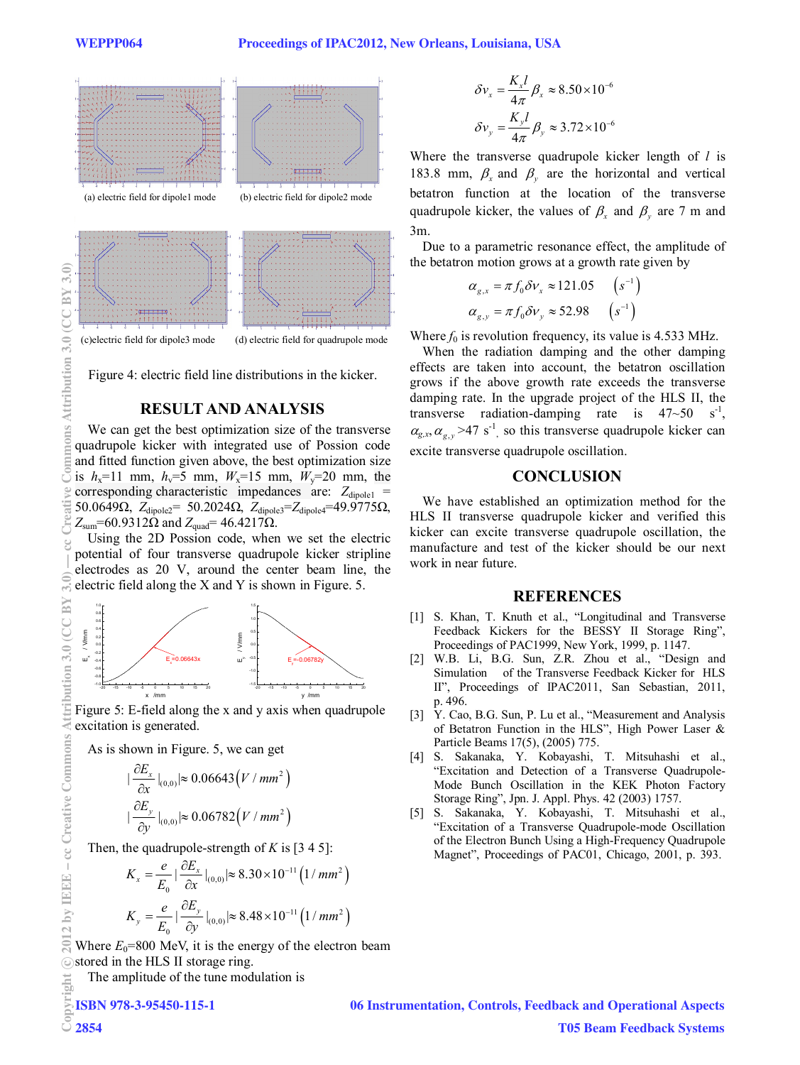(a) electric field for dipole1 mode

(b) electric field for dipole2 mode

(c)electric field for dipole3 mode

(d) electric field for quadrupole mode

Figure 4: electric field line distributions in the kicker.

## RESULT AND ANALYSIS

We can get the best optimization size of the transverse quadrupole kicker with integrated use of Possion code and fitted function given above, the best optimization size is $h_x$=11 mm, $h_y$=5 mm, $W_x$=15 mm, $W_y$=20 mm, the corresponding characteristic impedances are: $Z_{dipole1}$ = 50.0649Ω, $Z_{dipole2}$= 50.2024Ω, $Z_{dipole3}$=$Z_{dipole4}$=49.9775Ω, $Z_{sum}$=60.9312Ω and $Z_{quad}$= 46.4217Ω.

Using the 2D Possion code, when we set the electric potential of four transverse quadrupole kicker stripline electrodes as 20 V, around the center beam line, the electric field along the X and Y is shown in Figure. 5.

$E_x$ / V/mm

$E_x$=0.06643x

x /mm

$E_y$ / V/mm

$E_y$=-0.06782y

y /mm

Figure 5: E-field along the x and y axis when quadrupole excitation is generated.

As is shown in Figure. 5, we can get

$$\left|\frac{\partial E_x}{\partial x}\right|_{(0,0)}\approx 0.06643\left(V/mm^2\right)$$

$$\left|\frac{\partial E_y}{\partial y}\right|_{(0,0)}\approx 0.06782\left(V/mm^2\right)$$

Then, the quadrupole-strength of $K$ is [3 4 5]:

$$K_x=\frac{e}{E_0}\left|\frac{\partial E_x}{\partial x}\right|_{(0,0)}\approx 8.30\times10^{-11}\left(1/mm^2\right)$$

$$K_y=\frac{e}{E_0}\left|\frac{\partial E_y}{\partial y}\right|_{(0,0)}\approx 8.48\times10^{-11}\left(1/mm^2\right)$$

Where $E_0$=800 MeV, it is the energy of the electron beam stored in the HLS II storage ring.

The amplitude of the tune modulation is

$$\delta\nu_x=\frac{K_x l}{4\pi}\beta_x\approx 8.50\times10^{-6}$$

$$\delta\nu_y=\frac{K_y l}{4\pi}\beta_y\approx 3.72\times10^{-6}$$

Where the transverse quadrupole kicker length of $l$ is 183.8 mm, $\beta_x$ and $\beta_y$ are the horizontal and vertical betatron function at the location of the transverse quadrupole kicker, the values of $\beta_x$ and $\beta_y$ are 7 m and 3m.

Due to a parametric resonance effect, the amplitude of the betatron motion grows at a growth rate given by

$$\alpha_{g,x}=\pi f_0\delta\nu_x\approx 121.05\quad\left(s^{-1}\right)$$

$$\alpha_{g,y}=\pi f_0\delta\nu_y\approx 52.98\quad\left(s^{-1}\right)$$

Where $f_0$ is revolution frequency, its value is 4.533 MHz.

When the radiation damping and the other damping effects are taken into account, the betatron oscillation grows if the above growth rate exceeds the transverse damping rate. In the upgrade project of the HLS II, the transverse radiation-damping rate is 47~50 $s^{-1}$, $\alpha_{g,x}$, $\alpha_{g,y}$ >47 $s^{-1}$, so this transverse quadrupole kicker can excite transverse quadrupole oscillation.

## CONCLUSION

We have established an optimization method for the HLS II transverse quadrupole kicker and verified this kicker can excite transverse quadrupole oscillation, the manufacture and test of the kicker should be our next work in near future.

## REFERENCES

[1] S. Khan, T. Knuth et al., "Longitudinal and Transverse Feedback Kickers for the BESSY II Storage Ring", Proceedings of PAC1999, New York, 1999, p. 1147.

[2] W.B. Li, B.G. Sun, Z.R. Zhou et al., "Design and Simulation of the Transverse Feedback Kicker for HLS II", Proceedings of IPAC2011, San Sebastian, 2011, p. 496.

[3] Y. Cao, B.G. Sun, P. Lu et al., "Measurement and Analysis of Betatron Function in the HLS", High Power Laser & Particle Beams 17(5), (2005) 775.

[4] S. Sakanaka, Y. Kobayashi, T. Mitsuhashi et al., "Excitation and Detection of a Transverse Quadrupole-Mode Bunch Oscillation in the KEK Photon Factory Storage Ring", Jpn. J. Appl. Phys. 42 (2003) 1757.

[5] S. Sakanaka, Y. Kobayashi, T. Mitsuhashi et al., "Excitation of a Transverse Quadrupole-mode Oscillation of the Electron Bunch Using a High-Frequency Quadrupole Magnet", Proceedings of PAC01, Chicago, 2001, p. 393.